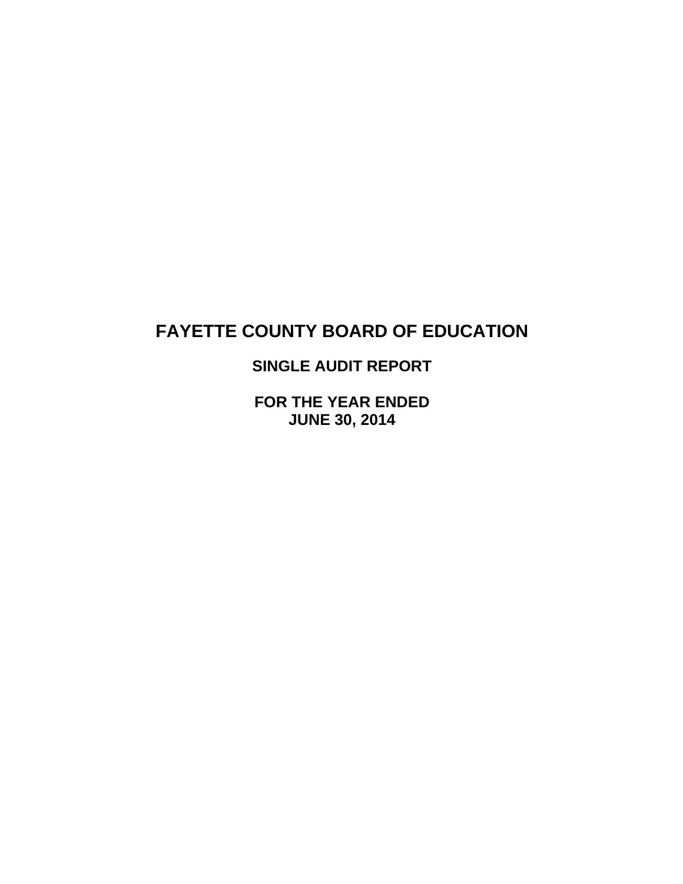# FAYETTE COUNTY BOARD OF EDUCATION

## SINGLE AUDIT REPORT

## FOR THE YEAR ENDED JUNE 30, 2014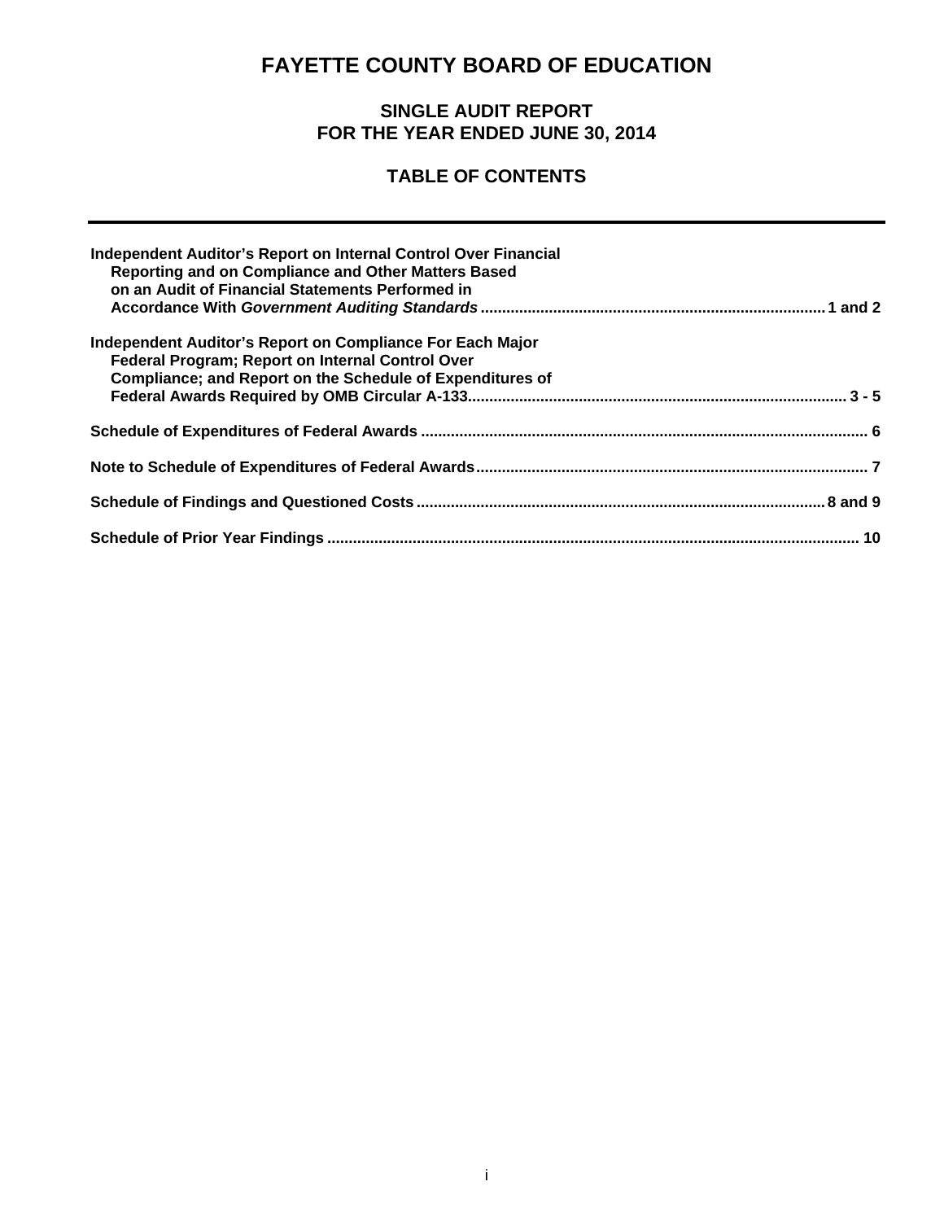# FAYETTE COUNTY BOARD OF EDUCATION

## SINGLE AUDIT REPORT
## FOR THE YEAR ENDED JUNE 30, 2014

## TABLE OF CONTENTS

| | |
|---|---|
| **Independent Auditor's Report on Internal Control Over Financial Reporting and on Compliance and Other Matters Based on an Audit of Financial Statements Performed in Accordance With *Government Auditing Standards*** | **1 and 2** |
| **Independent Auditor's Report on Compliance For Each Major Federal Program; Report on Internal Control Over Compliance; and Report on the Schedule of Expenditures of Federal Awards Required by OMB Circular A-133** | **3 - 5** |
| **Schedule of Expenditures of Federal Awards** | **6** |
| **Note to Schedule of Expenditures of Federal Awards** | **7** |
| **Schedule of Findings and Questioned Costs** | **8 and 9** |
| **Schedule of Prior Year Findings** | **10** |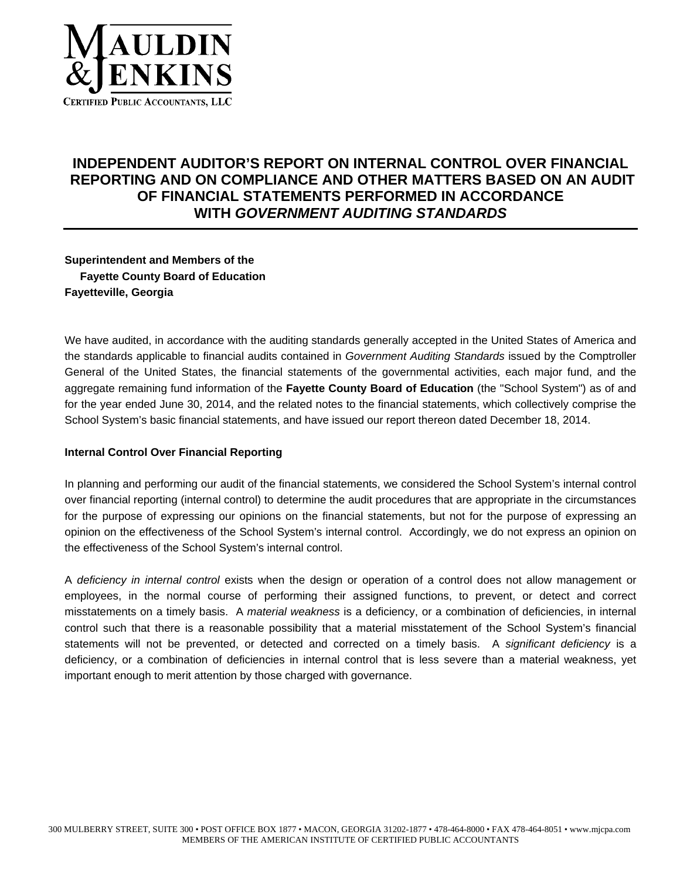MAULDIN & JENKINS

CERTIFIED PUBLIC ACCOUNTANTS, LLC

# INDEPENDENT AUDITOR'S REPORT ON INTERNAL CONTROL OVER FINANCIAL REPORTING AND ON COMPLIANCE AND OTHER MATTERS BASED ON AN AUDIT OF FINANCIAL STATEMENTS PERFORMED IN ACCORDANCE WITH *GOVERNMENT AUDITING STANDARDS*

**Superintendent and Members of the**
**Fayette County Board of Education**
**Fayetteville, Georgia**

We have audited, in accordance with the auditing standards generally accepted in the United States of America and the standards applicable to financial audits contained in *Government Auditing Standards* issued by the Comptroller General of the United States, the financial statements of the governmental activities, each major fund, and the aggregate remaining fund information of the **Fayette County Board of Education** (the "School System") as of and for the year ended June 30, 2014, and the related notes to the financial statements, which collectively comprise the School System's basic financial statements, and have issued our report thereon dated December 18, 2014.

**Internal Control Over Financial Reporting**

In planning and performing our audit of the financial statements, we considered the School System's internal control over financial reporting (internal control) to determine the audit procedures that are appropriate in the circumstances for the purpose of expressing our opinions on the financial statements, but not for the purpose of expressing an opinion on the effectiveness of the School System's internal control. Accordingly, we do not express an opinion on the effectiveness of the School System's internal control.

A *deficiency in internal control* exists when the design or operation of a control does not allow management or employees, in the normal course of performing their assigned functions, to prevent, or detect and correct misstatements on a timely basis. A *material weakness* is a deficiency, or a combination of deficiencies, in internal control such that there is a reasonable possibility that a material misstatement of the School System's financial statements will not be prevented, or detected and corrected on a timely basis. A *significant deficiency* is a deficiency, or a combination of deficiencies in internal control that is less severe than a material weakness, yet important enough to merit attention by those charged with governance.

300 MULBERRY STREET, SUITE 300 • POST OFFICE BOX 1877 • MACON, GEORGIA 31202-1877 • 478-464-8000 • FAX 478-464-8051 • www.mjcpa.com
MEMBERS OF THE AMERICAN INSTITUTE OF CERTIFIED PUBLIC ACCOUNTANTS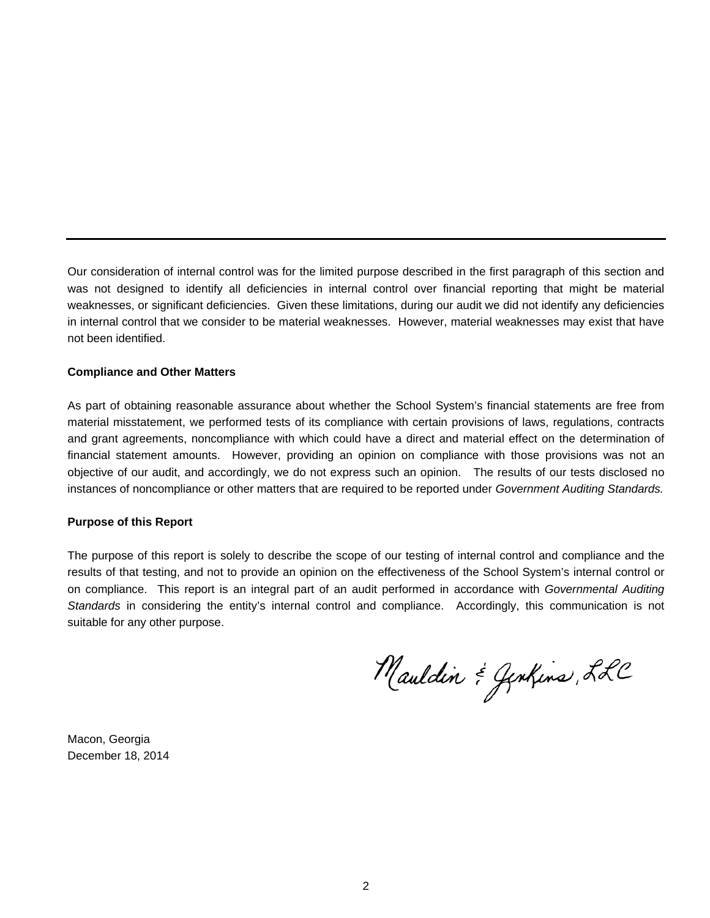Our consideration of internal control was for the limited purpose described in the first paragraph of this section and was not designed to identify all deficiencies in internal control over financial reporting that might be material weaknesses, or significant deficiencies. Given these limitations, during our audit we did not identify any deficiencies in internal control that we consider to be material weaknesses. However, material weaknesses may exist that have not been identified.

**Compliance and Other Matters**

As part of obtaining reasonable assurance about whether the School System's financial statements are free from material misstatement, we performed tests of its compliance with certain provisions of laws, regulations, contracts and grant agreements, noncompliance with which could have a direct and material effect on the determination of financial statement amounts. However, providing an opinion on compliance with those provisions was not an objective of our audit, and accordingly, we do not express such an opinion. The results of our tests disclosed no instances of noncompliance or other matters that are required to be reported under *Government Auditing Standards.*

**Purpose of this Report**

The purpose of this report is solely to describe the scope of our testing of internal control and compliance and the results of that testing, and not to provide an opinion on the effectiveness of the School System's internal control or on compliance. This report is an integral part of an audit performed in accordance with *Governmental Auditing Standards* in considering the entity's internal control and compliance. Accordingly, this communication is not suitable for any other purpose.

Mauldin & Jenkins, LLC

Macon, Georgia
December 18, 2014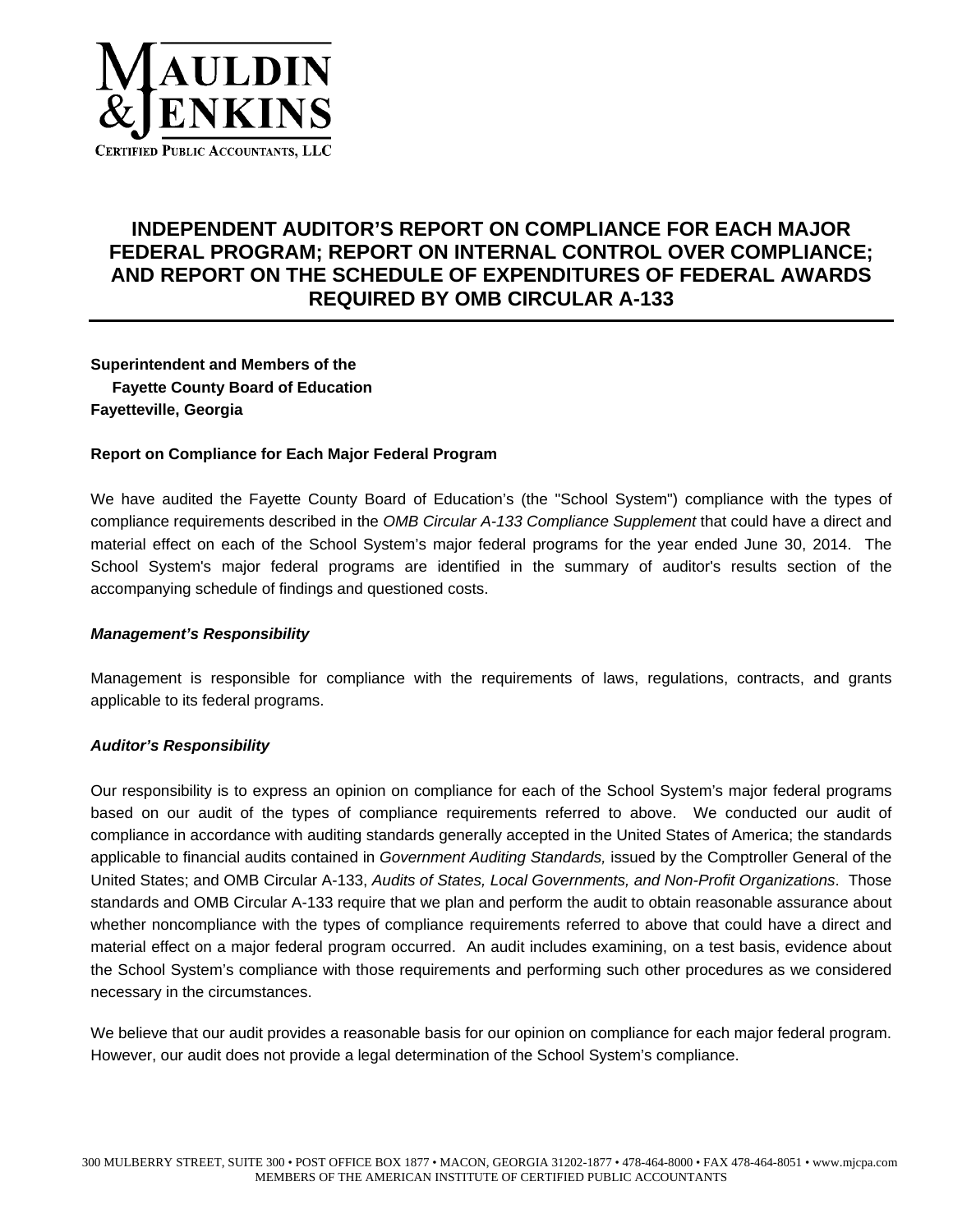# INDEPENDENT AUDITOR'S REPORT ON COMPLIANCE FOR EACH MAJOR FEDERAL PROGRAM; REPORT ON INTERNAL CONTROL OVER COMPLIANCE; AND REPORT ON THE SCHEDULE OF EXPENDITURES OF FEDERAL AWARDS REQUIRED BY OMB CIRCULAR A-133

**Superintendent and Members of the**
**Fayette County Board of Education**
**Fayetteville, Georgia**

## Report on Compliance for Each Major Federal Program

We have audited the Fayette County Board of Education's (the "School System") compliance with the types of compliance requirements described in the *OMB Circular A-133 Compliance Supplement* that could have a direct and material effect on each of the School System's major federal programs for the year ended June 30, 2014. The School System's major federal programs are identified in the summary of auditor's results section of the accompanying schedule of findings and questioned costs.

### *Management's Responsibility*

Management is responsible for compliance with the requirements of laws, regulations, contracts, and grants applicable to its federal programs.

### *Auditor's Responsibility*

Our responsibility is to express an opinion on compliance for each of the School System's major federal programs based on our audit of the types of compliance requirements referred to above. We conducted our audit of compliance in accordance with auditing standards generally accepted in the United States of America; the standards applicable to financial audits contained in *Government Auditing Standards,* issued by the Comptroller General of the United States; and OMB Circular A-133, *Audits of States, Local Governments, and Non-Profit Organizations*. Those standards and OMB Circular A-133 require that we plan and perform the audit to obtain reasonable assurance about whether noncompliance with the types of compliance requirements referred to above that could have a direct and material effect on a major federal program occurred. An audit includes examining, on a test basis, evidence about the School System's compliance with those requirements and performing such other procedures as we considered necessary in the circumstances.

We believe that our audit provides a reasonable basis for our opinion on compliance for each major federal program. However, our audit does not provide a legal determination of the School System's compliance.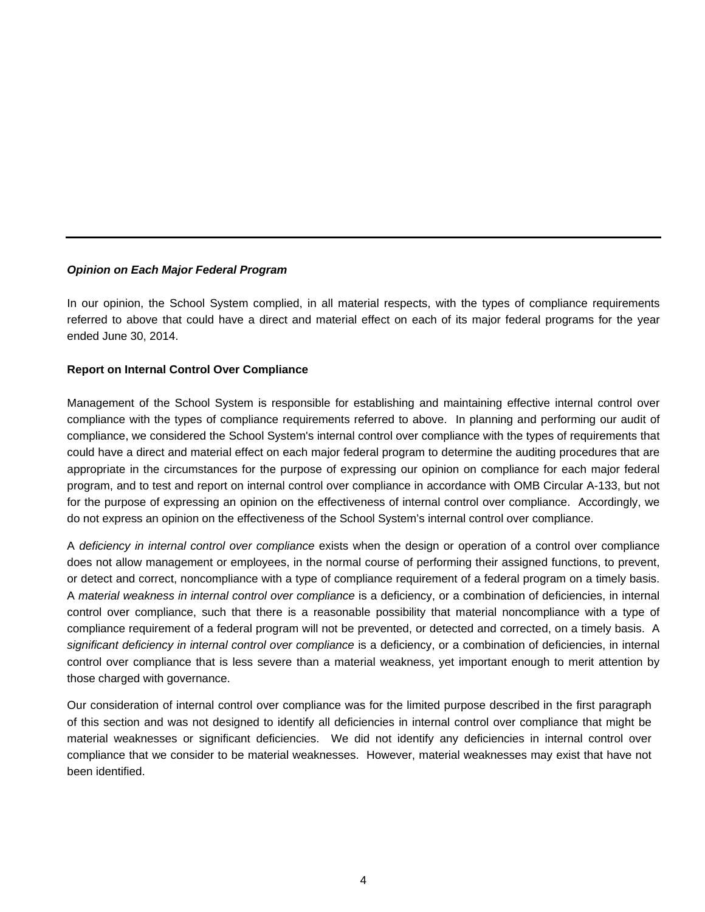***Opinion on Each Major Federal Program***

In our opinion, the School System complied, in all material respects, with the types of compliance requirements referred to above that could have a direct and material effect on each of its major federal programs for the year ended June 30, 2014.

**Report on Internal Control Over Compliance**

Management of the School System is responsible for establishing and maintaining effective internal control over compliance with the types of compliance requirements referred to above. In planning and performing our audit of compliance, we considered the School System's internal control over compliance with the types of requirements that could have a direct and material effect on each major federal program to determine the auditing procedures that are appropriate in the circumstances for the purpose of expressing our opinion on compliance for each major federal program, and to test and report on internal control over compliance in accordance with OMB Circular A-133, but not for the purpose of expressing an opinion on the effectiveness of internal control over compliance. Accordingly, we do not express an opinion on the effectiveness of the School System's internal control over compliance.

A *deficiency in internal control over compliance* exists when the design or operation of a control over compliance does not allow management or employees, in the normal course of performing their assigned functions, to prevent, or detect and correct, noncompliance with a type of compliance requirement of a federal program on a timely basis. A *material weakness in internal control over compliance* is a deficiency, or a combination of deficiencies, in internal control over compliance, such that there is a reasonable possibility that material noncompliance with a type of compliance requirement of a federal program will not be prevented, or detected and corrected, on a timely basis. A *significant deficiency in internal control over compliance* is a deficiency, or a combination of deficiencies, in internal control over compliance that is less severe than a material weakness, yet important enough to merit attention by those charged with governance.

Our consideration of internal control over compliance was for the limited purpose described in the first paragraph of this section and was not designed to identify all deficiencies in internal control over compliance that might be material weaknesses or significant deficiencies. We did not identify any deficiencies in internal control over compliance that we consider to be material weaknesses. However, material weaknesses may exist that have not been identified.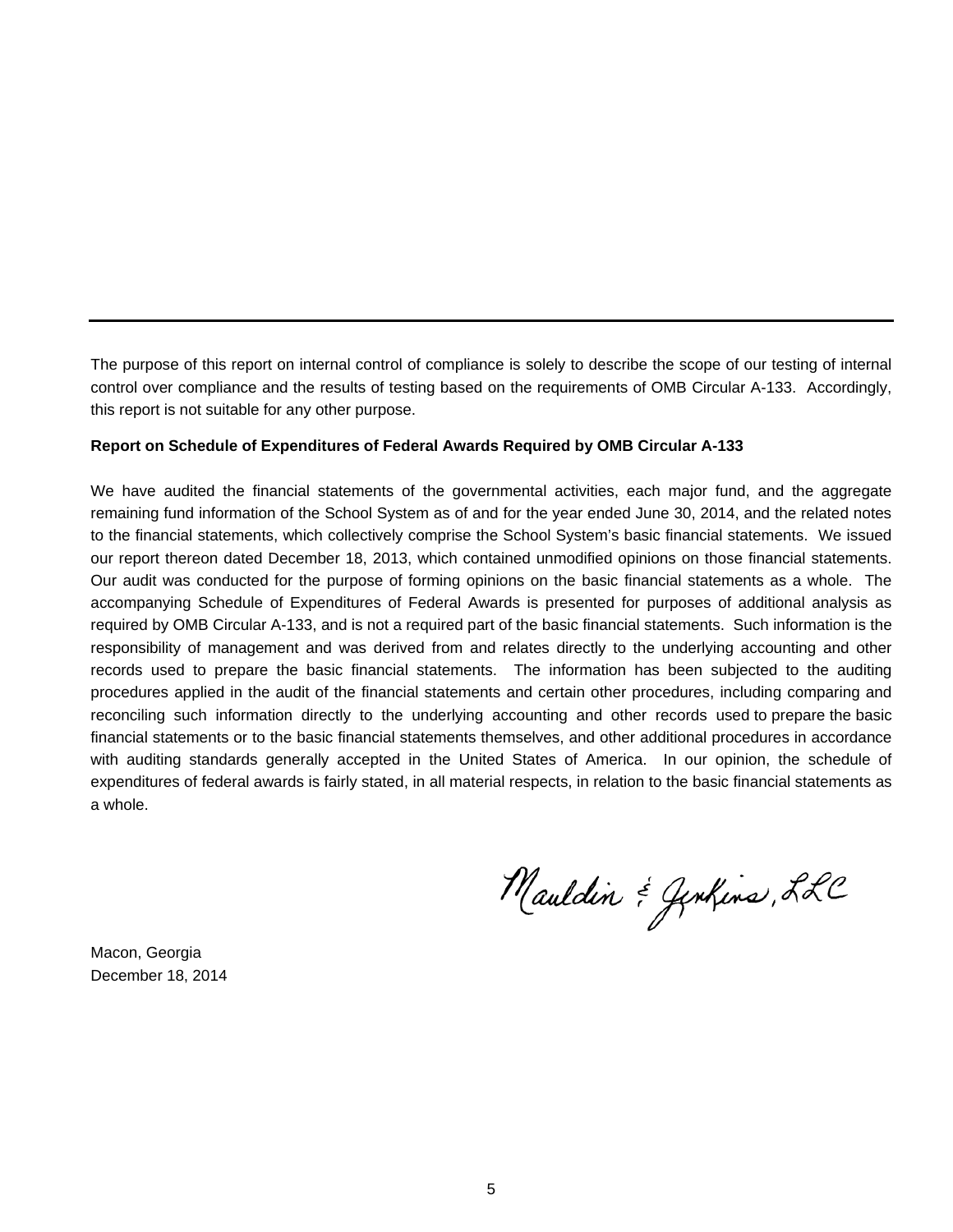The purpose of this report on internal control of compliance is solely to describe the scope of our testing of internal control over compliance and the results of testing based on the requirements of OMB Circular A-133. Accordingly, this report is not suitable for any other purpose.

**Report on Schedule of Expenditures of Federal Awards Required by OMB Circular A-133**

We have audited the financial statements of the governmental activities, each major fund, and the aggregate remaining fund information of the School System as of and for the year ended June 30, 2014, and the related notes to the financial statements, which collectively comprise the School System's basic financial statements. We issued our report thereon dated December 18, 2013, which contained unmodified opinions on those financial statements. Our audit was conducted for the purpose of forming opinions on the basic financial statements as a whole. The accompanying Schedule of Expenditures of Federal Awards is presented for purposes of additional analysis as required by OMB Circular A-133, and is not a required part of the basic financial statements. Such information is the responsibility of management and was derived from and relates directly to the underlying accounting and other records used to prepare the basic financial statements. The information has been subjected to the auditing procedures applied in the audit of the financial statements and certain other procedures, including comparing and reconciling such information directly to the underlying accounting and other records used to prepare the basic financial statements or to the basic financial statements themselves, and other additional procedures in accordance with auditing standards generally accepted in the United States of America. In our opinion, the schedule of expenditures of federal awards is fairly stated, in all material respects, in relation to the basic financial statements as a whole.

Mauldin & Jenkins, LLC

Macon, Georgia
December 18, 2014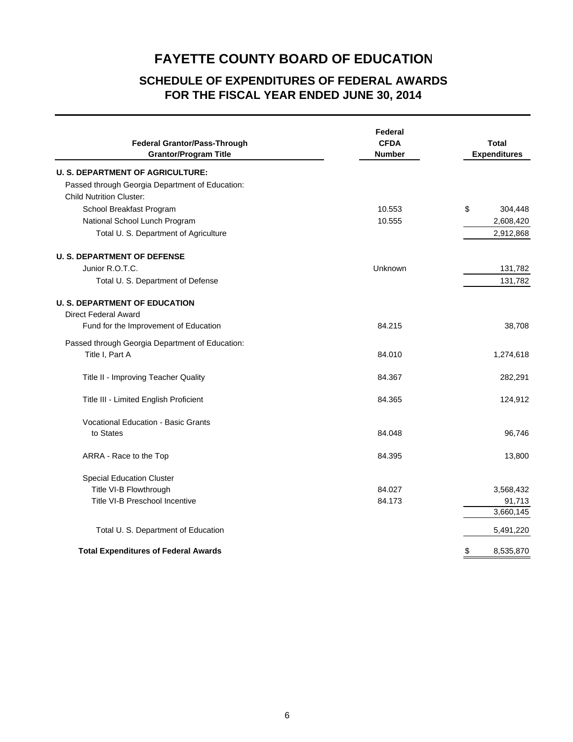# FAYETTE COUNTY BOARD OF EDUCATION

## SCHEDULE OF EXPENDITURES OF FEDERAL AWARDS
## FOR THE FISCAL YEAR ENDED JUNE 30, 2014

| Federal Grantor/Pass-Through Grantor/Program Title | Federal CFDA Number | Total Expenditures |
|---|---|---|
| **U. S. DEPARTMENT OF AGRICULTURE:** | | |
| Passed through Georgia Department of Education: | | |
| Child Nutrition Cluster: | | |
| School Breakfast Program | 10.553 | $ 304,448 |
| National School Lunch Program | 10.555 | 2,608,420 |
| Total U. S. Department of Agriculture | | 2,912,868 |
| **U. S. DEPARTMENT OF DEFENSE** | | |
| Junior R.O.T.C. | Unknown | 131,782 |
| Total U. S. Department of Defense | | 131,782 |
| **U. S. DEPARTMENT OF EDUCATION** | | |
| Direct Federal Award | | |
| Fund for the Improvement of Education | 84.215 | 38,708 |
| Passed through Georgia Department of Education: | | |
| Title I, Part A | 84.010 | 1,274,618 |
| Title II - Improving Teacher Quality | 84.367 | 282,291 |
| Title III - Limited English Proficient | 84.365 | 124,912 |
| Vocational Education - Basic Grants to States | 84.048 | 96,746 |
| ARRA - Race to the Top | 84.395 | 13,800 |
| Special Education Cluster | | |
| Title VI-B Flowthrough | 84.027 | 3,568,432 |
| Title VI-B Preschool Incentive | 84.173 | 91,713 |
| | | 3,660,145 |
| Total U. S. Department of Education | | 5,491,220 |
| **Total Expenditures of Federal Awards** | | $ 8,535,870 |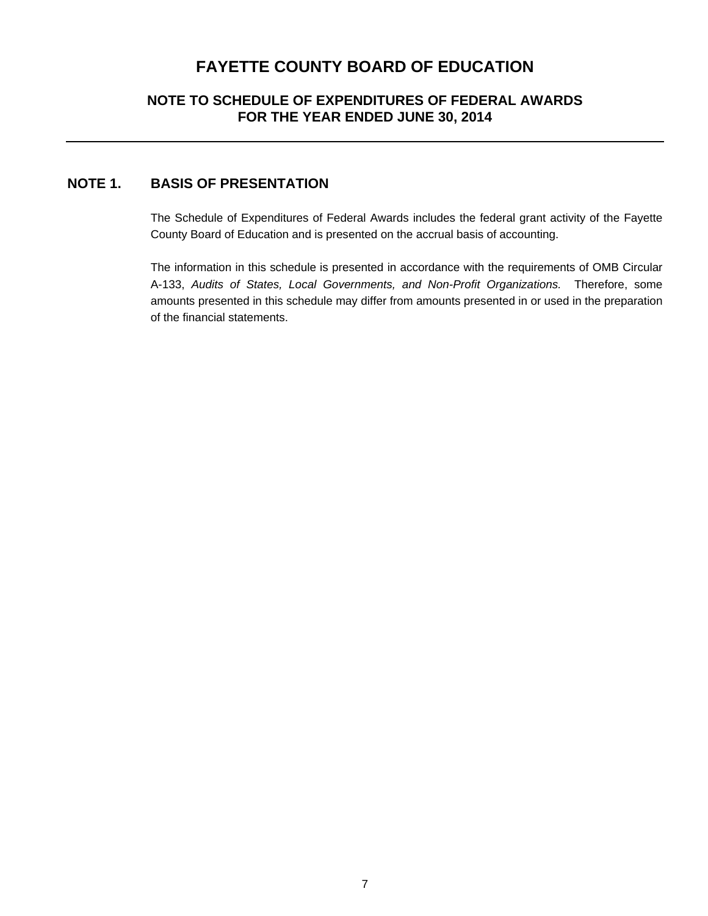# FAYETTE COUNTY BOARD OF EDUCATION

## NOTE TO SCHEDULE OF EXPENDITURES OF FEDERAL AWARDS
## FOR THE YEAR ENDED JUNE 30, 2014

---

### NOTE 1. BASIS OF PRESENTATION

The Schedule of Expenditures of Federal Awards includes the federal grant activity of the Fayette County Board of Education and is presented on the accrual basis of accounting.

The information in this schedule is presented in accordance with the requirements of OMB Circular A-133, *Audits of States, Local Governments, and Non-Profit Organizations.* Therefore, some amounts presented in this schedule may differ from amounts presented in or used in the preparation of the financial statements.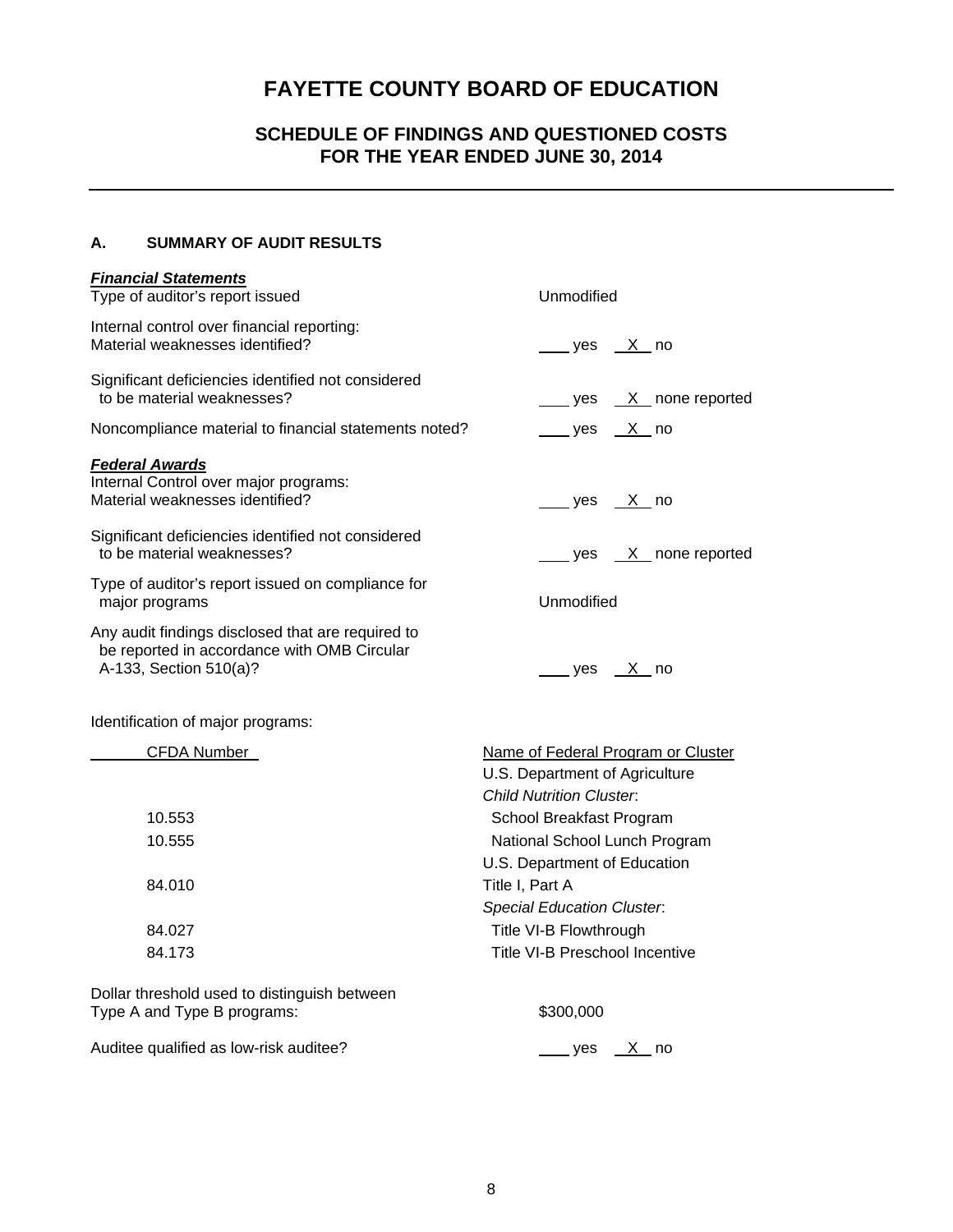# FAYETTE COUNTY BOARD OF EDUCATION

## SCHEDULE OF FINDINGS AND QUESTIONED COSTS
## FOR THE YEAR ENDED JUNE 30, 2014

### A. SUMMARY OF AUDIT RESULTS

***Financial Statements***

| | |
|---|---|
| Type of auditor's report issued | Unmodified |
| Internal control over financial reporting: Material weaknesses identified? | ___ yes _X_ no |
| Significant deficiencies identified not considered to be material weaknesses? | ___ yes _X_ none reported |
| Noncompliance material to financial statements noted? | ___ yes _X_ no |

***Federal Awards***

| | |
|---|---|
| Internal Control over major programs: Material weaknesses identified? | ___ yes _X_ no |
| Significant deficiencies identified not considered to be material weaknesses? | ___ yes _X_ none reported |
| Type of auditor's report issued on compliance for major programs | Unmodified |
| Any audit findings disclosed that are required to be reported in accordance with OMB Circular A-133, Section 510(a)? | ___ yes _X_ no |

Identification of major programs:

| CFDA Number | Name of Federal Program or Cluster |
|---|---|
| | U.S. Department of Agriculture |
| | *Child Nutrition Cluster*: |
| 10.553 | School Breakfast Program |
| 10.555 | National School Lunch Program |
| | U.S. Department of Education |
| 84.010 | Title I, Part A |
| | *Special Education Cluster*: |
| 84.027 | Title VI-B Flowthrough |
| 84.173 | Title VI-B Preschool Incentive |

| | |
|---|---|
| Dollar threshold used to distinguish between Type A and Type B programs: | $300,000 |
| Auditee qualified as low-risk auditee? | ___ yes _X_ no |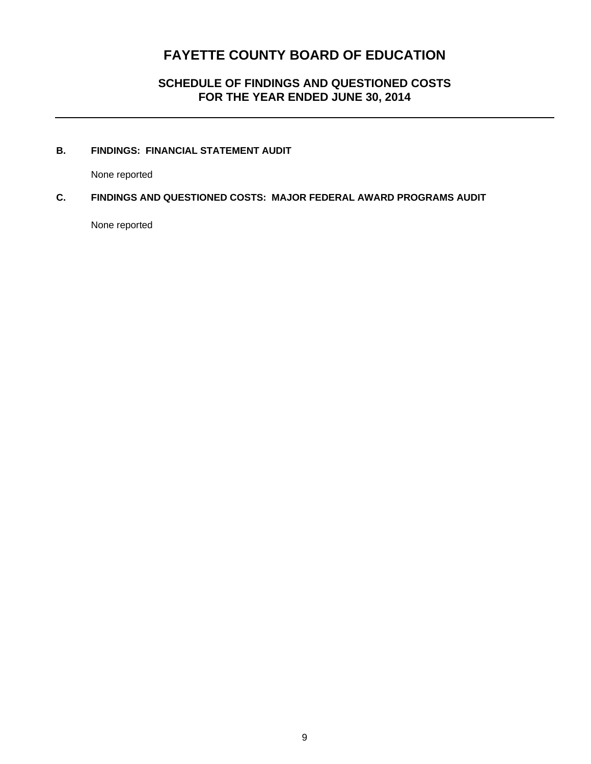# FAYETTE COUNTY BOARD OF EDUCATION

## SCHEDULE OF FINDINGS AND QUESTIONED COSTS
## FOR THE YEAR ENDED JUNE 30, 2014

---

### B. FINDINGS: FINANCIAL STATEMENT AUDIT

None reported

### C. FINDINGS AND QUESTIONED COSTS: MAJOR FEDERAL AWARD PROGRAMS AUDIT

None reported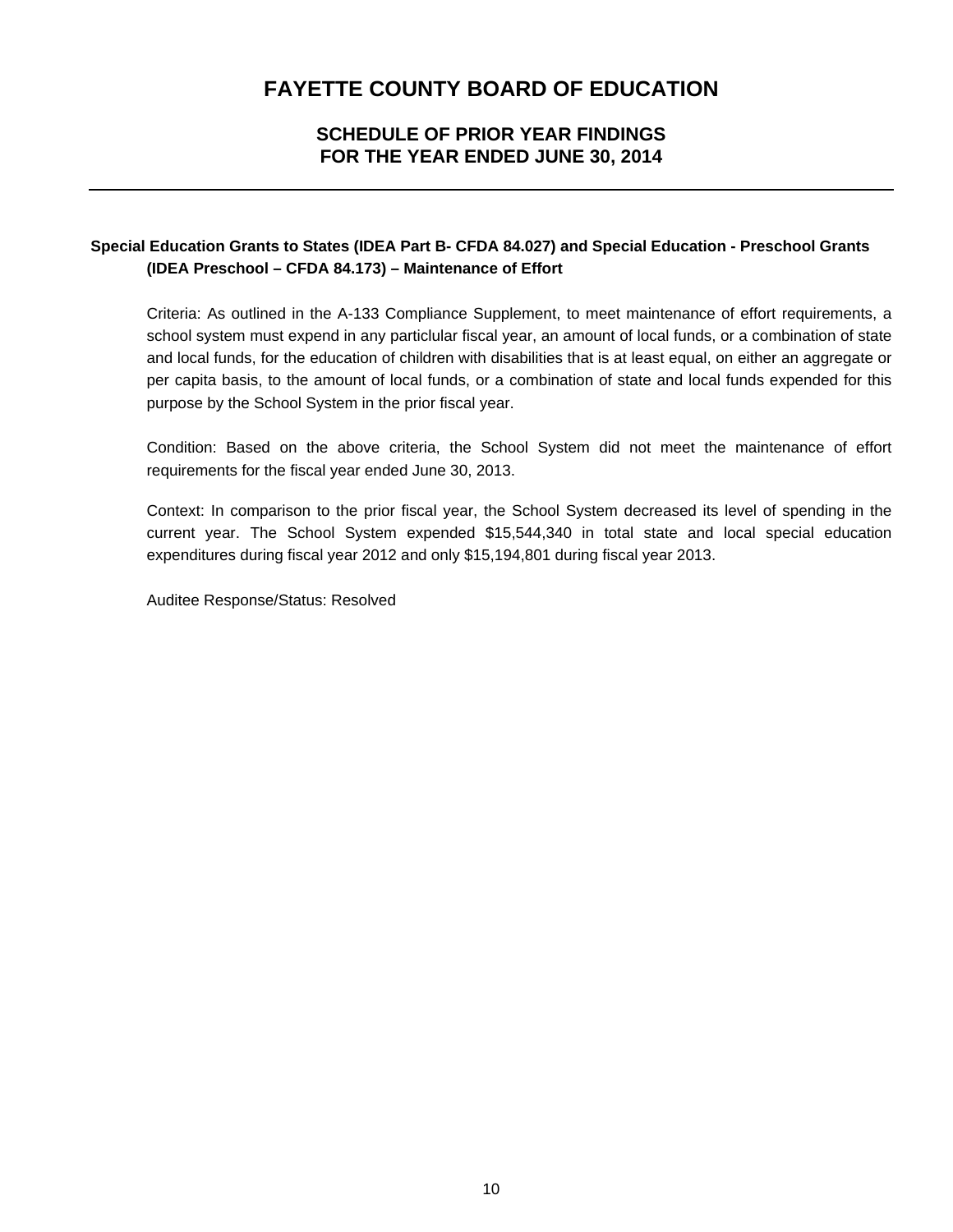# FAYETTE COUNTY BOARD OF EDUCATION

## SCHEDULE OF PRIOR YEAR FINDINGS
## FOR THE YEAR ENDED JUNE 30, 2014

---

**Special Education Grants to States (IDEA Part B- CFDA 84.027) and Special Education - Preschool Grants (IDEA Preschool – CFDA 84.173) – Maintenance of Effort**

Criteria: As outlined in the A-133 Compliance Supplement, to meet maintenance of effort requirements, a school system must expend in any particlular fiscal year, an amount of local funds, or a combination of state and local funds, for the education of children with disabilities that is at least equal, on either an aggregate or per capita basis, to the amount of local funds, or a combination of state and local funds expended for this purpose by the School System in the prior fiscal year.

Condition: Based on the above criteria, the School System did not meet the maintenance of effort requirements for the fiscal year ended June 30, 2013.

Context: In comparison to the prior fiscal year, the School System decreased its level of spending in the current year. The School System expended $15,544,340 in total state and local special education expenditures during fiscal year 2012 and only $15,194,801 during fiscal year 2013.

Auditee Response/Status: Resolved